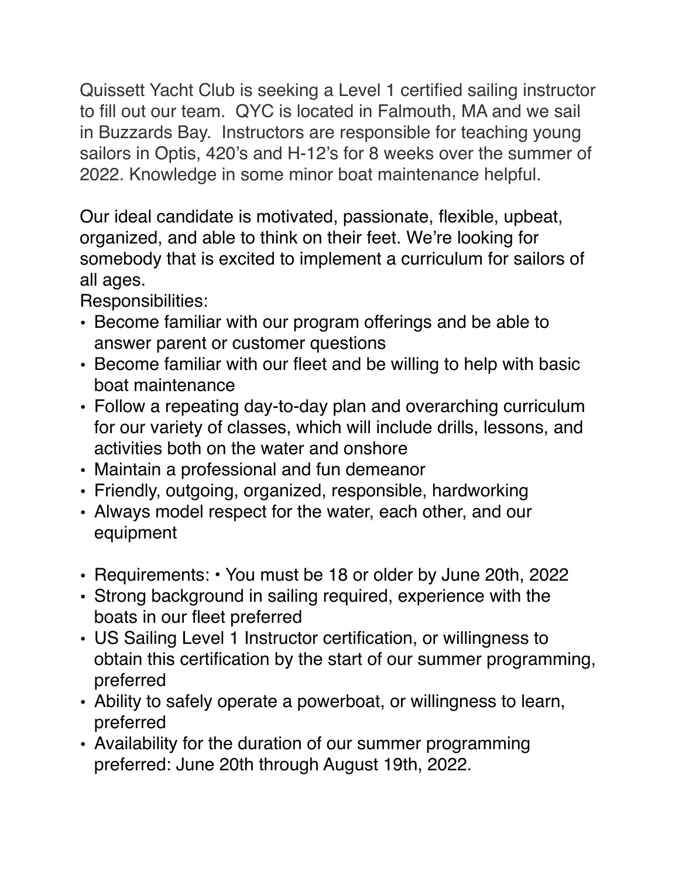Quissett Yacht Club is seeking a Level 1 certified sailing instructor to fill out our team. QYC is located in Falmouth, MA and we sail in Buzzards Bay. Instructors are responsible for teaching young sailors in Optis, 420's and H-12's for 8 weeks over the summer of 2022. Knowledge in some minor boat maintenance helpful.

Our ideal candidate is motivated, passionate, flexible, upbeat, organized, and able to think on their feet. We're looking for somebody that is excited to implement a curriculum for sailors of all ages.

Responsibilities:

- Become familiar with our program offerings and be able to answer parent or customer questions
- Become familiar with our fleet and be willing to help with basic boat maintenance
- Follow a repeating day-to-day plan and overarching curriculum for our variety of classes, which will include drills, lessons, and activities both on the water and onshore
- Maintain a professional and fun demeanor
- Friendly, outgoing, organized, responsible, hardworking
- Always model respect for the water, each other, and our equipment

- Requirements: • You must be 18 or older by June 20th, 2022
- Strong background in sailing required, experience with the boats in our fleet preferred
- US Sailing Level 1 Instructor certification, or willingness to obtain this certification by the start of our summer programming, preferred
- Ability to safely operate a powerboat, or willingness to learn, preferred
- Availability for the duration of our summer programming preferred: June 20th through August 19th, 2022.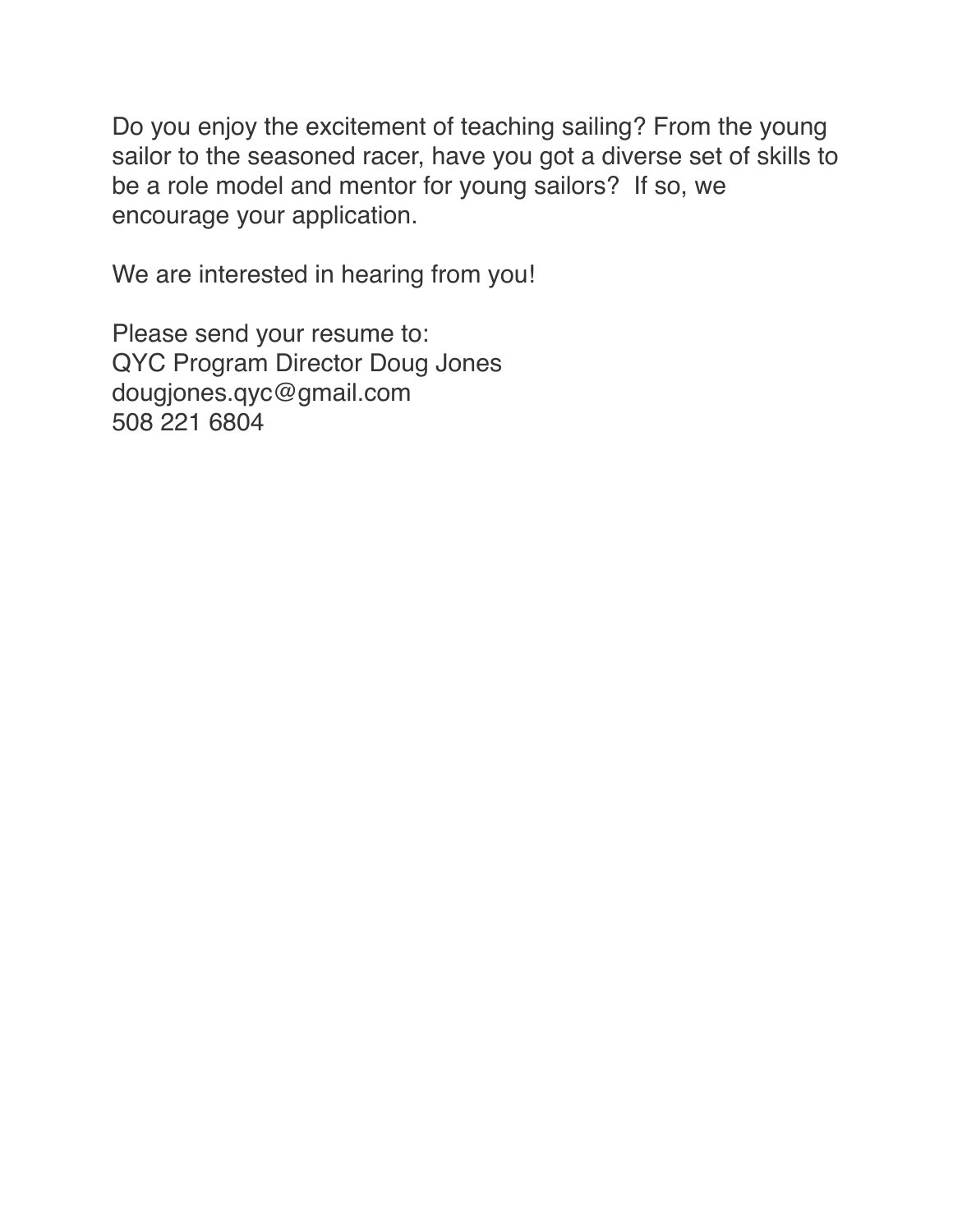Do you enjoy the excitement of teaching sailing? From the young sailor to the seasoned racer, have you got a diverse set of skills to be a role model and mentor for young sailors? If so, we encourage your application.

We are interested in hearing from you!

Please send your resume to:
QYC Program Director Doug Jones
dougjones.qyc@gmail.com
508 221 6804